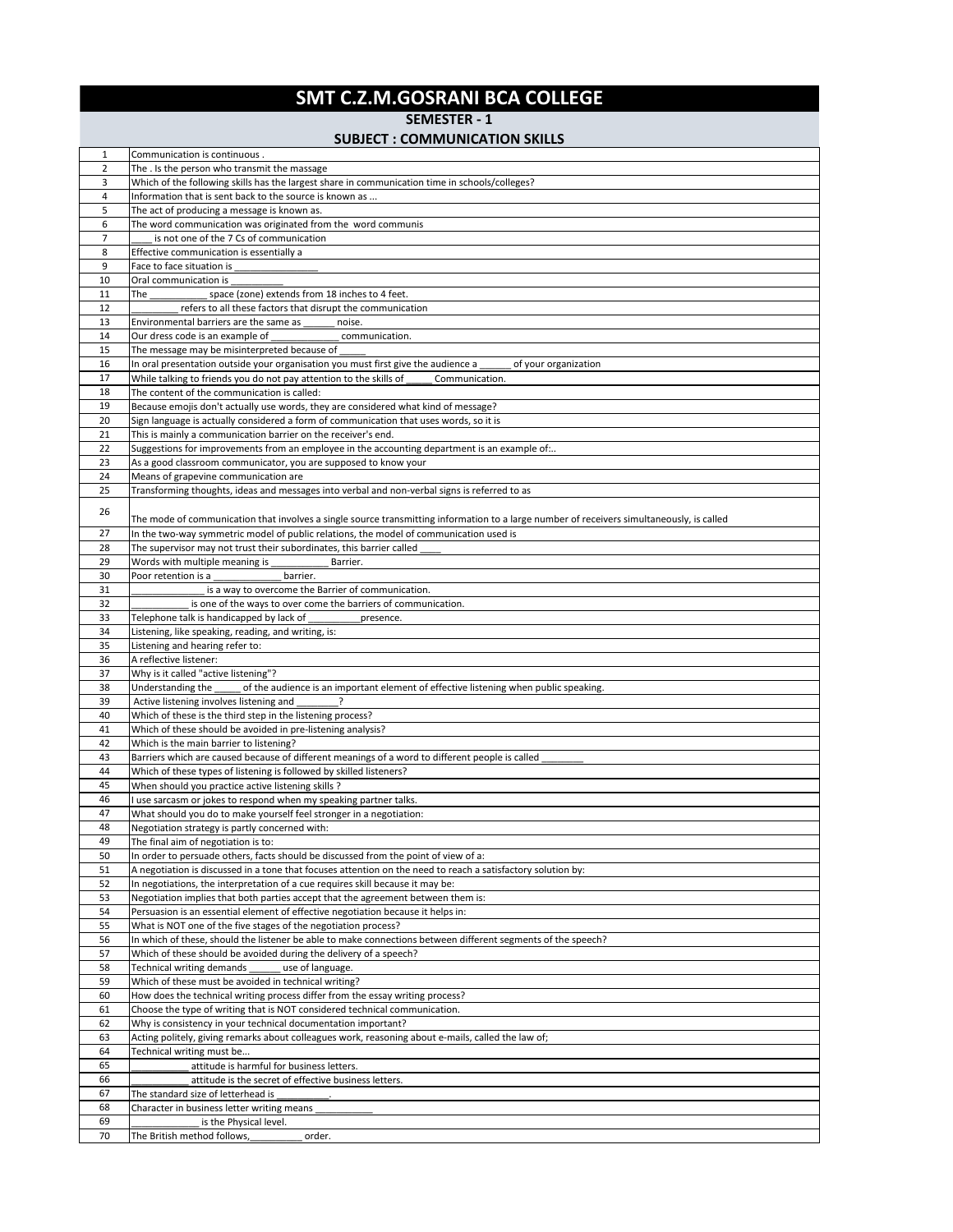# SMT C.Z.M.GOSRANI BCA COLLEGE

## SEMESTER - 1

## SUBJECT : COMMUNICATION SKILLS

| | |
|---|---|
| 1 | Communication is continuous . |
| 2 | The . Is the person who transmit the massage |
| 3 | Which of the following skills has the largest share in communication time in schools/colleges? |
| 4 | Information that is sent back to the source is known as ... |
| 5 | The act of producing a message is known as. |
| 6 | The word communication was originated from the word communis |
| 7 | ____ is not one of the 7 Cs of communication |
| 8 | Effective communication is essentially a |
| 9 | Face to face situation is ________________ |
| 10 | Oral communication is __________ |
| 11 | The ___________ space (zone) extends from 18 inches to 4 feet. |
| 12 | _________ refers to all these factors that disrupt the communication |
| 13 | Environmental barriers are the same as ______ noise. |
| 14 | Our dress code is an example of _____________ communication. |
| 15 | The message may be misinterpreted because of _____ |
| 16 | In oral presentation outside your organisation you must first give the audience a ______ of your organization |
| 17 | While talking to friends you do not pay attention to the skills of _____ Communication. |
| 18 | The content of the communication is called: |
| 19 | Because emojis don't actually use words, they are considered what kind of message? |
| 20 | Sign language is actually considered a form of communication that uses words, so it is |
| 21 | This is mainly a communication barrier on the receiver's end. |
| 22 | Suggestions for improvements from an employee in the accounting department is an example of:.. |
| 23 | As a good classroom communicator, you are supposed to know your |
| 24 | Means of grapevine communication are |
| 25 | Transforming thoughts, ideas and messages into verbal and non-verbal signs is referred to as |
| 26 | The mode of communication that involves a single source transmitting information to a large number of receivers simultaneously, is called |
| 27 | In the two-way symmetric model of public relations, the model of communication used is |
| 28 | The supervisor may not trust their subordinates, this barrier called ____ |
| 29 | Words with multiple meaning is ___________ Barrier. |
| 30 | Poor retention is a _____________ barrier. |
| 31 | ______________ is a way to overcome the Barrier of communication. |
| 32 | ___________ is one of the ways to over come the barriers of communication. |
| 33 | Telephone talk is handicapped by lack of __________presence. |
| 34 | Listening, like speaking, reading, and writing, is: |
| 35 | Listening and hearing refer to: |
| 36 | A reflective listener: |
| 37 | Why is it called "active listening"? |
| 38 | Understanding the _____ of the audience is an important element of effective listening when public speaking. |
| 39 | Active listening involves listening and ________? |
| 40 | Which of these is the third step in the listening process? |
| 41 | Which of these should be avoided in pre-listening analysis? |
| 42 | Which is the main barrier to listening? |
| 43 | Barriers which are caused because of different meanings of a word to different people is called ________ |
| 44 | Which of these types of listening is followed by skilled listeners? |
| 45 | When should you practice active listening skills ? |
| 46 | I use sarcasm or jokes to respond when my speaking partner talks. |
| 47 | What should you do to make yourself feel stronger in a negotiation: |
| 48 | Negotiation strategy is partly concerned with: |
| 49 | The final aim of negotiation is to: |
| 50 | In order to persuade others, facts should be discussed from the point of view of a: |
| 51 | A negotiation is discussed in a tone that focuses attention on the need to reach a satisfactory solution by: |
| 52 | In negotiations, the interpretation of a cue requires skill because it may be: |
| 53 | Negotiation implies that both parties accept that the agreement between them is: |
| 54 | Persuasion is an essential element of effective negotiation because it helps in: |
| 55 | What is NOT one of the five stages of the negotiation process? |
| 56 | In which of these, should the listener be able to make connections between different segments of the speech? |
| 57 | Which of these should be avoided during the delivery of a speech? |
| 58 | Technical writing demands ______ use of language. |
| 59 | Which of these must be avoided in technical writing? |
| 60 | How does the technical writing process differ from the essay writing process? |
| 61 | Choose the type of writing that is NOT considered technical communication. |
| 62 | Why is consistency in your technical documentation important? |
| 63 | Acting politely, giving remarks about colleagues work, reasoning about e-mails, called the law of; |
| 64 | Technical writing must be... |
| 65 | ___________ attitude is harmful for business letters. |
| 66 | ___________ attitude is the secret of effective business letters. |
| 67 | The standard size of letterhead is __________. |
| 68 | Character in business letter writing means ___________ |
| 69 | _____________ is the Physical level. |
| 70 | The British method follows,__________ order. |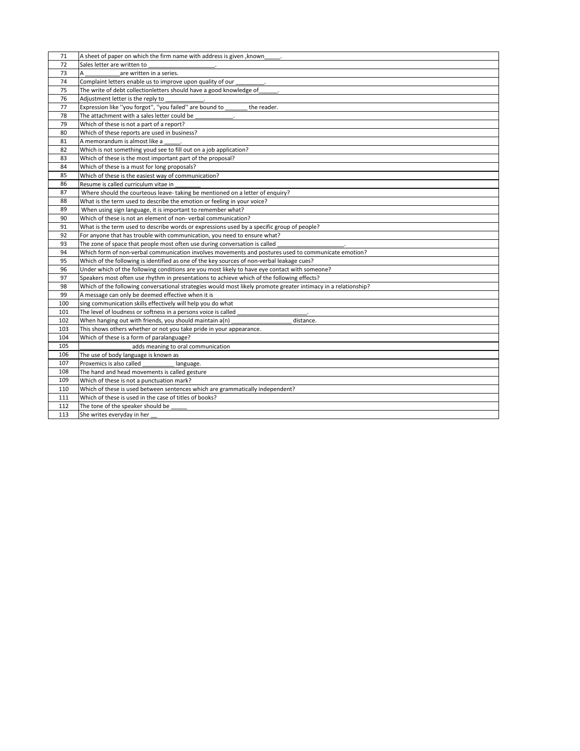| | |
|---|---|
| 71 | A sheet of paper on which the firm name with address is given ,known_____. |
| 72 | Sales letter are written to _____________________. |
| 73 | A ___________are written in a series. |
| 74 | Complaint letters enable us to improve upon quality of our _________. |
| 75 | The write of debt collectionletters should have a good knowledge of______. |
| 76 | Adjustment letter is the reply to ____________. |
| 77 | Expression like ''you forgot'', ''you failed'' are bound to _______ the reader. |
| 78 | The attachment with a sales letter could be ____________. |
| 79 | Which of these is not a part of a report? |
| 80 | Which of these reports are used in business? |
| 81 | A memorandum is almost like a _____. |
| 82 | Which is not something youd see to fill out on a job application? |
| 83 | Which of these is the most important part of the proposal? |
| 84 | Which of these is a must for long proposals? |
| 85 | Which of these is the easiest way of communication? |
| 86 | Resume is called curriculum vitae in ________ |
| 87 | Where should the courteous leave- taking be mentioned on a letter of enquiry? |
| 88 | What is the term used to describe the emotion or feeling in your voice? |
| 89 | When using sign language, it is important to remember what? |
| 90 | Which of these is not an element of non- verbal communication? |
| 91 | What is the term used to describe words or expressions used by a specific group of people? |
| 92 | For anyone that has trouble with communication, you need to ensure what? |
| 93 | The zone of space that people most often use during conversation is called ____________________. |
| 94 | Which form of non-verbal communication involves movements and postures used to communicate emotion? |
| 95 | Which of the following is identified as one of the key sources of non-verbal leakage cues? |
| 96 | Under which of the following conditions are you most likely to have eye contact with someone? |
| 97 | Speakers most often use rhythm in presentations to achieve which of the following effects? |
| 98 | Which of the following conversational strategies would most likely promote greater intimacy in a relationship? |
| 99 | A message can only be deemed effective when it is |
| 100 | sing communication skills effectively will help you do what |
| 101 | The level of loudness or softness in a persons voice is called _____________________. |
| 102 | When hanging out with friends, you should maintain a(n) ___________________ distance. |
| 103 | This shows others whether or not you take pride in your appearance. |
| 104 | Which of these is a form of paralanguage? |
| 105 | _______________ adds meaning to oral communication |
| 106 | The use of body language is known as |
| 107 | Proxemics is also called __________ language. |
| 108 | The hand and head movements is called gesture |
| 109 | Which of these is not a punctuation mark? |
| 110 | Which of these is used between sentences which are grammatically independent? |
| 111 | Which of these is used in the case of titles of books? |
| 112 | The tone of the speaker should be _____ |
| 113 | She writes everyday in her __ |